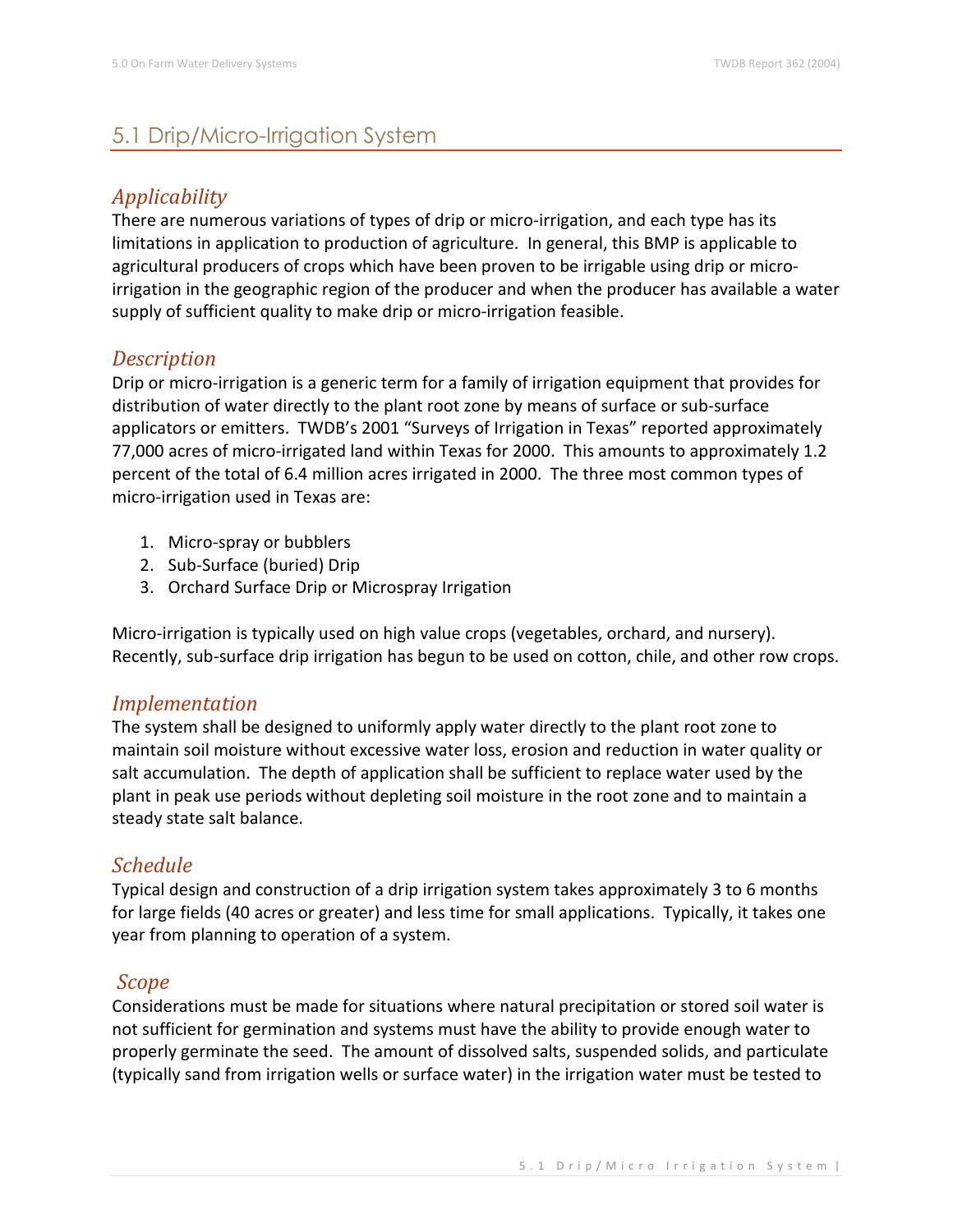## 5.1 Drip/Micro-Irrigation System

### *Applicability*

There are numerous variations of types of drip or micro-irrigation, and each type has its limitations in application to production of agriculture. In general, this BMP is applicable to agricultural producers of crops which have been proven to be irrigable using drip or micro-irrigation in the geographic region of the producer and when the producer has available a water supply of sufficient quality to make drip or micro-irrigation feasible.

### *Description*

Drip or micro-irrigation is a generic term for a family of irrigation equipment that provides for distribution of water directly to the plant root zone by means of surface or sub-surface applicators or emitters. TWDB's 2001 "Surveys of Irrigation in Texas" reported approximately 77,000 acres of micro-irrigated land within Texas for 2000. This amounts to approximately 1.2 percent of the total of 6.4 million acres irrigated in 2000. The three most common types of micro-irrigation used in Texas are:

1. Micro-spray or bubblers
2. Sub-Surface (buried) Drip
3. Orchard Surface Drip or Microspray Irrigation

Micro-irrigation is typically used on high value crops (vegetables, orchard, and nursery). Recently, sub-surface drip irrigation has begun to be used on cotton, chile, and other row crops.

### *Implementation*

The system shall be designed to uniformly apply water directly to the plant root zone to maintain soil moisture without excessive water loss, erosion and reduction in water quality or salt accumulation. The depth of application shall be sufficient to replace water used by the plant in peak use periods without depleting soil moisture in the root zone and to maintain a steady state salt balance.

### *Schedule*

Typical design and construction of a drip irrigation system takes approximately 3 to 6 months for large fields (40 acres or greater) and less time for small applications. Typically, it takes one year from planning to operation of a system.

### *Scope*

Considerations must be made for situations where natural precipitation or stored soil water is not sufficient for germination and systems must have the ability to provide enough water to properly germinate the seed. The amount of dissolved salts, suspended solids, and particulate (typically sand from irrigation wells or surface water) in the irrigation water must be tested to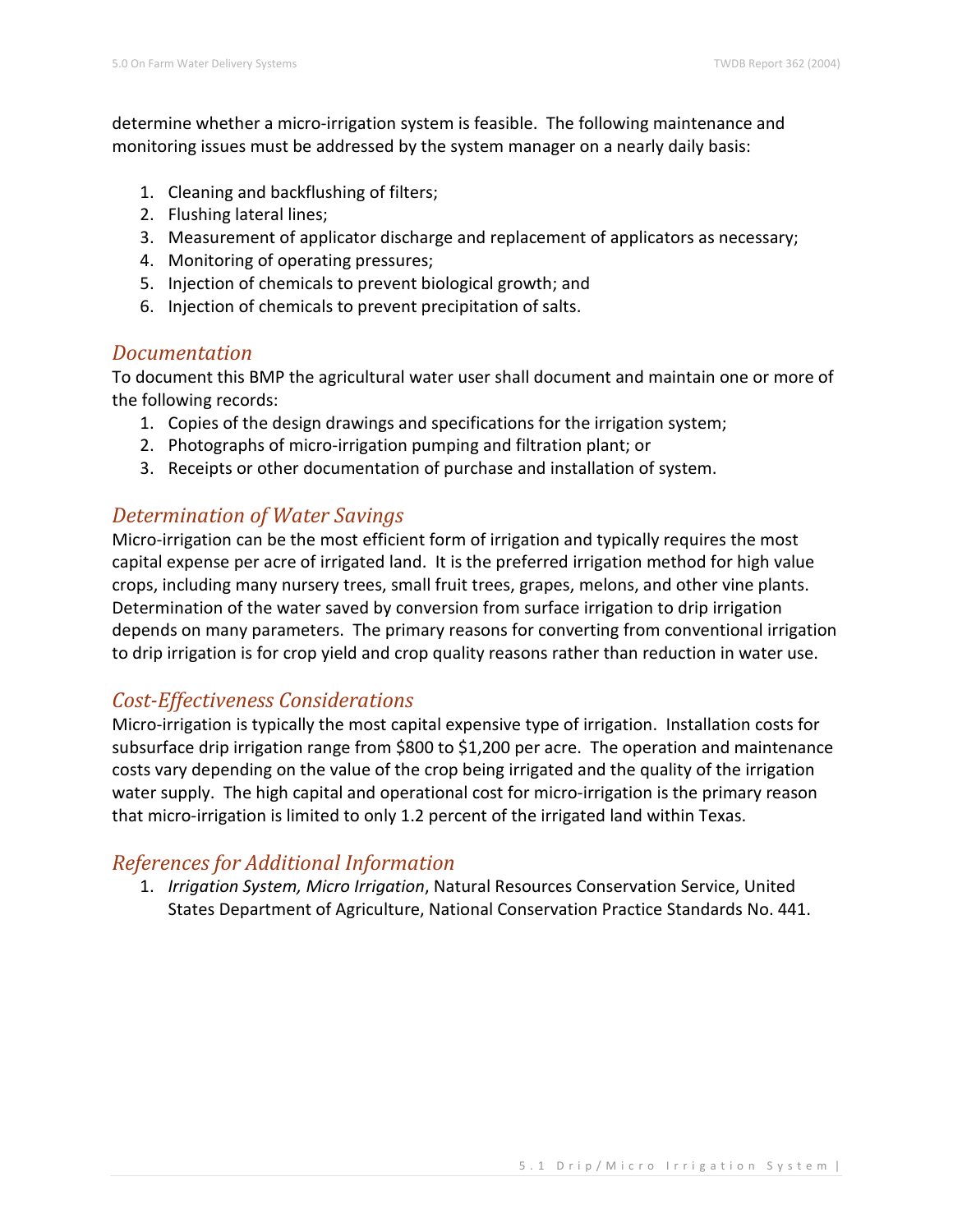determine whether a micro-irrigation system is feasible. The following maintenance and monitoring issues must be addressed by the system manager on a nearly daily basis:

1. Cleaning and backflushing of filters;
2. Flushing lateral lines;
3. Measurement of applicator discharge and replacement of applicators as necessary;
4. Monitoring of operating pressures;
5. Injection of chemicals to prevent biological growth; and
6. Injection of chemicals to prevent precipitation of salts.

## *Documentation*

To document this BMP the agricultural water user shall document and maintain one or more of the following records:

1. Copies of the design drawings and specifications for the irrigation system;
2. Photographs of micro-irrigation pumping and filtration plant; or
3. Receipts or other documentation of purchase and installation of system.

## *Determination of Water Savings*

Micro-irrigation can be the most efficient form of irrigation and typically requires the most capital expense per acre of irrigated land. It is the preferred irrigation method for high value crops, including many nursery trees, small fruit trees, grapes, melons, and other vine plants. Determination of the water saved by conversion from surface irrigation to drip irrigation depends on many parameters. The primary reasons for converting from conventional irrigation to drip irrigation is for crop yield and crop quality reasons rather than reduction in water use.

## *Cost-Effectiveness Considerations*

Micro-irrigation is typically the most capital expensive type of irrigation. Installation costs for subsurface drip irrigation range from $800 to $1,200 per acre. The operation and maintenance costs vary depending on the value of the crop being irrigated and the quality of the irrigation water supply. The high capital and operational cost for micro-irrigation is the primary reason that micro-irrigation is limited to only 1.2 percent of the irrigated land within Texas.

## *References for Additional Information*

1. *Irrigation System, Micro Irrigation*, Natural Resources Conservation Service, United States Department of Agriculture, National Conservation Practice Standards No. 441.